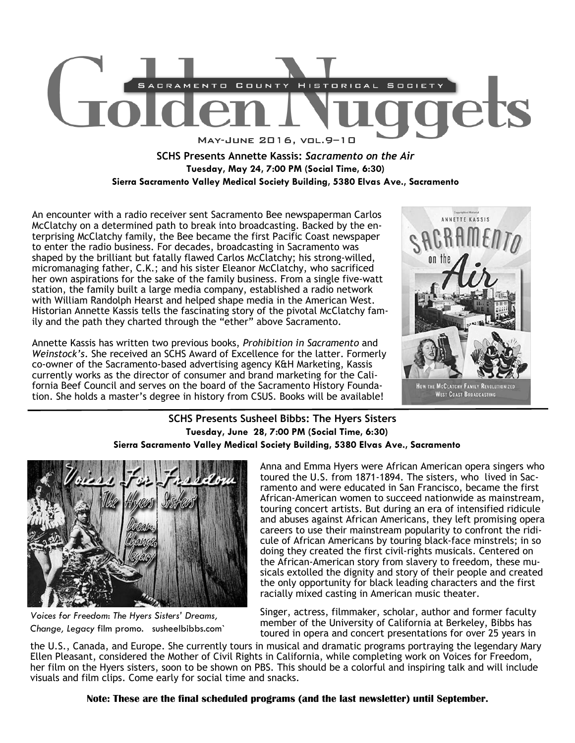# Golden Nuggets

SACRAMENTO COUNTY HISTORICAL SOCIETY

MAY-JUNE 2016, VOL.9–10

## SCHS Presents Annette Kassis: *Sacramento on the Air*

**Tuesday, May 24, 7:00 PM (Social Time, 6:30)**

**Sierra Sacramento Valley Medical Society Building, 5380 Elvas Ave., Sacramento**

An encounter with a radio receiver sent Sacramento Bee newspaperman Carlos McClatchy on a determined path to break into broadcasting. Backed by the enterprising McClatchy family, the Bee became the first Pacific Coast newspaper to enter the radio business. For decades, broadcasting in Sacramento was shaped by the brilliant but fatally flawed Carlos McClatchy; his strong-willed, micromanaging father, C.K.; and his sister Eleanor McClatchy, who sacrificed her own aspirations for the sake of the family business. From a single five-watt station, the family built a large media company, established a radio network with William Randolph Hearst and helped shape media in the American West. Historian Annette Kassis tells the fascinating story of the pivotal McClatchy family and the path they charted through the "ether" above Sacramento.

Annette Kassis has written two previous books, *Prohibition in Sacramento* and *Weinstock's*. She received an SCHS Award of Excellence for the latter. Formerly co-owner of the Sacramento-based advertising agency K&H Marketing, Kassis currently works as the director of consumer and brand marketing for the California Beef Council and serves on the board of the Sacramento History Foundation. She holds a master's degree in history from CSUS. Books will be available!

## SCHS Presents Susheel Bibbs: The Hyers Sisters

**Tuesday, June 28, 7:00 PM (Social Time, 6:30)**

**Sierra Sacramento Valley Medical Society Building, 5380 Elvas Ave., Sacramento**

*Voices for Freedom: The Hyers Sisters' Dreams, Change, Legacy* film promo. susheelbibbs.com`

Anna and Emma Hyers were African American opera singers who toured the U.S. from 1871-1894. The sisters, who lived in Sacramento and were educated in San Francisco, became the first African-American women to succeed nationwide as mainstream, touring concert artists. But during an era of intensified ridicule and abuses against African Americans, they left promising opera careers to use their mainstream popularity to confront the ridicule of African Americans by touring black-face minstrels; in so doing they created the first civil-rights musicals. Centered on the African-American story from slavery to freedom, these musicals extolled the dignity and story of their people and created the only opportunity for black leading characters and the first racially mixed casting in American music theater.

Singer, actress, filmmaker, scholar, author and former faculty member of the University of California at Berkeley, Bibbs has toured in opera and concert presentations for over 25 years in the U.S., Canada, and Europe. She currently tours in musical and dramatic programs portraying the legendary Mary Ellen Pleasant, considered the Mother of Civil Rights in California, while completing work on Voices for Freedom, her film on the Hyers sisters, soon to be shown on PBS. This should be a colorful and inspiring talk and will include visuals and film clips. Come early for social time and snacks.

**Note: These are the final scheduled programs (and the last newsletter) until September.**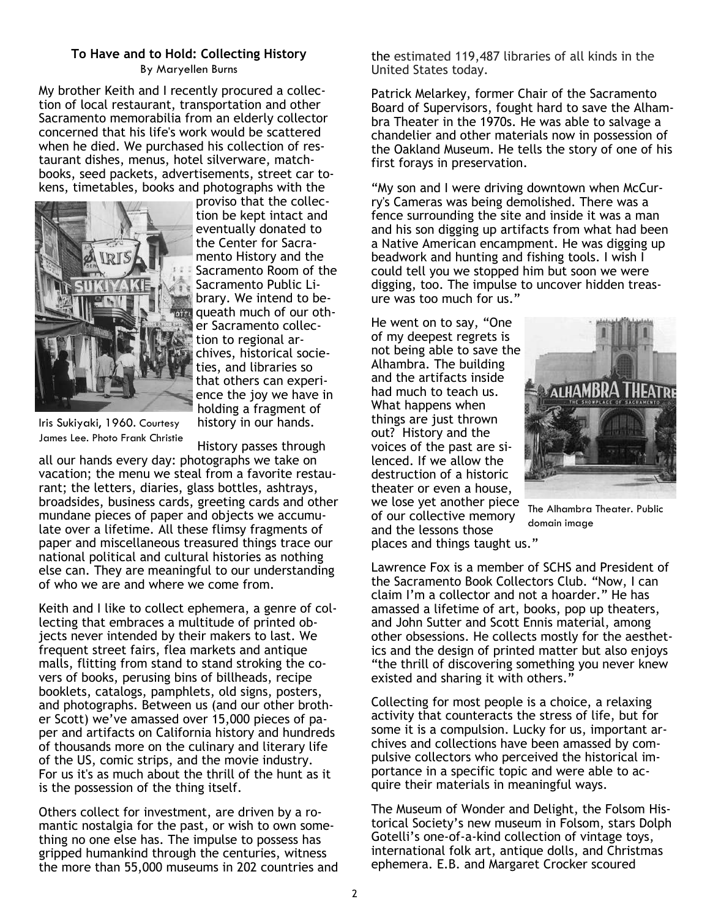### To Have and to Hold: Collecting History

By Maryellen Burns

My brother Keith and I recently procured a collection of local restaurant, transportation and other Sacramento memorabilia from an elderly collector concerned that his life's work would be scattered when he died. We purchased his collection of restaurant dishes, menus, hotel silverware, matchbooks, seed packets, advertisements, street car tokens, timetables, books and photographs with the proviso that the collection be kept intact and eventually donated to the Center for Sacramento History and the Sacramento Room of the Sacramento Public Library. We intend to bequeath much of our other Sacramento collection to regional archives, historical societies, and libraries so that others can experience the joy we have in holding a fragment of history in our hands.

Iris Sukiyaki, 1960. Courtesy James Lee. Photo Frank Christie

History passes through all our hands every day: photographs we take on vacation; the menu we steal from a favorite restaurant; the letters, diaries, glass bottles, ashtrays, broadsides, business cards, greeting cards and other mundane pieces of paper and objects we accumulate over a lifetime. All these flimsy fragments of paper and miscellaneous treasured things trace our national political and cultural histories as nothing else can. They are meaningful to our understanding of who we are and where we come from.

Keith and I like to collect ephemera, a genre of collecting that embraces a multitude of printed objects never intended by their makers to last. We frequent street fairs, flea markets and antique malls, flitting from stand to stand stroking the covers of books, perusing bins of billheads, recipe booklets, catalogs, pamphlets, old signs, posters, and photographs. Between us (and our other brother Scott) we've amassed over 15,000 pieces of paper and artifacts on California history and hundreds of thousands more on the culinary and literary life of the US, comic strips, and the movie industry. For us it's as much about the thrill of the hunt as it is the possession of the thing itself.

Others collect for investment, are driven by a romantic nostalgia for the past, or wish to own something no one else has. The impulse to possess has gripped humankind through the centuries, witness the more than 55,000 museums in 202 countries and the estimated 119,487 libraries of all kinds in the United States today.

Patrick Melarkey, former Chair of the Sacramento Board of Supervisors, fought hard to save the Alhambra Theater in the 1970s. He was able to salvage a chandelier and other materials now in possession of the Oakland Museum. He tells the story of one of his first forays in preservation.

"My son and I were driving downtown when McCurry's Cameras was being demolished. There was a fence surrounding the site and inside it was a man and his son digging up artifacts from what had been a Native American encampment. He was digging up beadwork and hunting and fishing tools. I wish I could tell you we stopped him but soon we were digging, too. The impulse to uncover hidden treasure was too much for us."

He went on to say, "One of my deepest regrets is not being able to save the Alhambra. The building and the artifacts inside had much to teach us. What happens when things are just thrown out? History and the voices of the past are silenced. If we allow the destruction of a historic theater or even a house, we lose yet another piece of our collective memory and the lessons those places and things taught us."

The Alhambra Theater. Public domain image

Lawrence Fox is a member of SCHS and President of the Sacramento Book Collectors Club. "Now, I can claim I'm a collector and not a hoarder." He has amassed a lifetime of art, books, pop up theaters, and John Sutter and Scott Ennis material, among other obsessions. He collects mostly for the aesthetics and the design of printed matter but also enjoys "the thrill of discovering something you never knew existed and sharing it with others."

Collecting for most people is a choice, a relaxing activity that counteracts the stress of life, but for some it is a compulsion. Lucky for us, important archives and collections have been amassed by compulsive collectors who perceived the historical importance in a specific topic and were able to acquire their materials in meaningful ways.

The Museum of Wonder and Delight, the Folsom Historical Society's new museum in Folsom, stars Dolph Gotelli's one-of-a-kind collection of vintage toys, international folk art, antique dolls, and Christmas ephemera. E.B. and Margaret Crocker scoured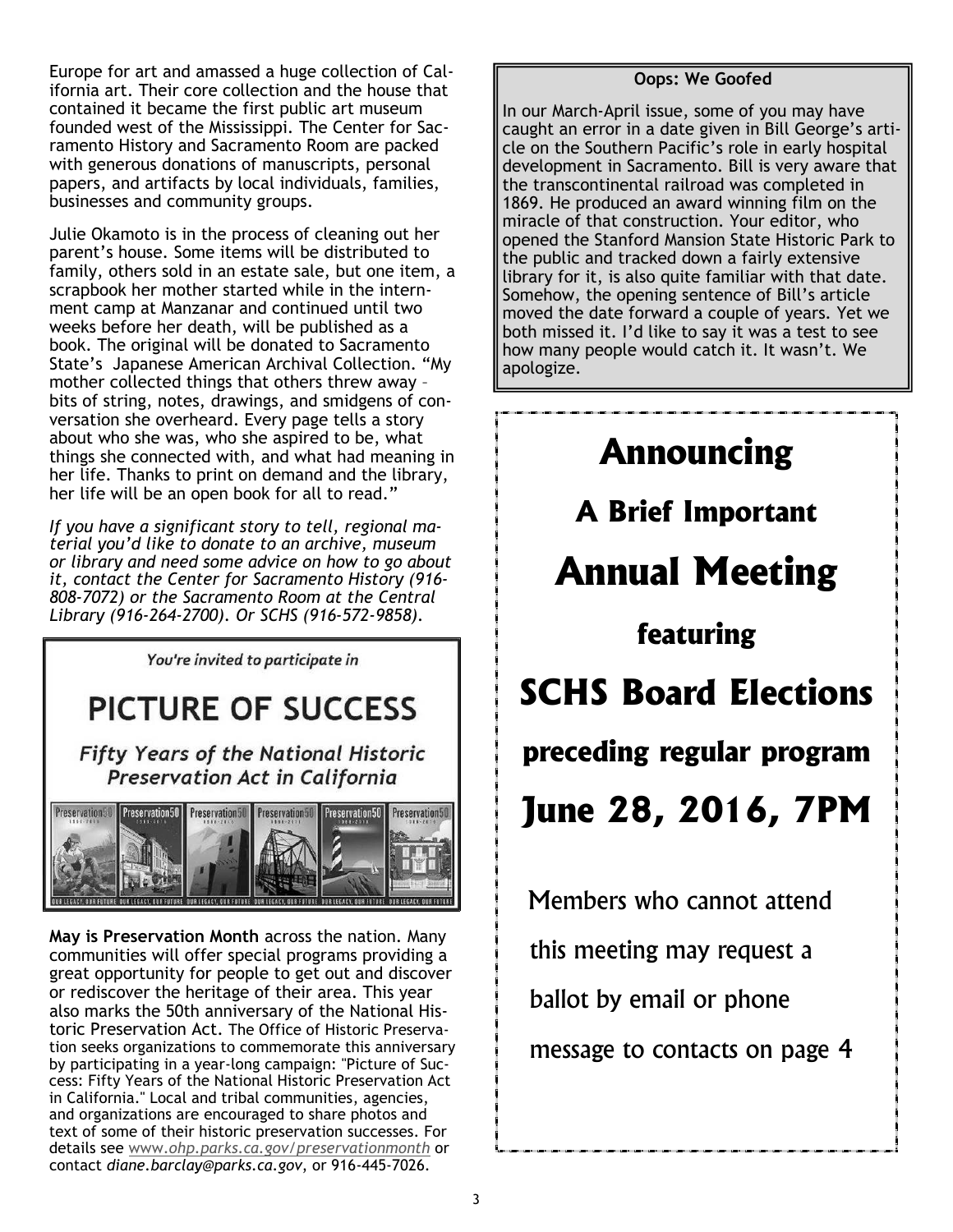Europe for art and amassed a huge collection of California art. Their core collection and the house that contained it became the first public art museum founded west of the Mississippi. The Center for Sacramento History and Sacramento Room are packed with generous donations of manuscripts, personal papers, and artifacts by local individuals, families, businesses and community groups.

Julie Okamoto is in the process of cleaning out her parent's house. Some items will be distributed to family, others sold in an estate sale, but one item, a scrapbook her mother started while in the internment camp at Manzanar and continued until two weeks before her death, will be published as a book. The original will be donated to Sacramento State's Japanese American Archival Collection. "My mother collected things that others threw away – bits of string, notes, drawings, and smidgens of conversation she overheard. Every page tells a story about who she was, who she aspired to be, what things she connected with, and what had meaning in her life. Thanks to print on demand and the library, her life will be an open book for all to read."

*If you have a significant story to tell, regional material you'd like to donate to an archive, museum or library and need some advice on how to go about it, contact the Center for Sacramento History (916-808-7072) or the Sacramento Room at the Central Library (916-264-2700). Or SCHS (916-572-9858).*

*You're invited to participate in*

## PICTURE OF SUCCESS

*Fifty Years of the National Historic Preservation Act in California*

**May is Preservation Month** across the nation. Many communities will offer special programs providing a great opportunity for people to get out and discover or rediscover the heritage of their area. This year also marks the 50th anniversary of the National Historic Preservation Act. The Office of Historic Preservation seeks organizations to commemorate this anniversary by participating in a year-long campaign: "Picture of Success: Fifty Years of the National Historic Preservation Act in California." Local and tribal communities, agencies, and organizations are encouraged to share photos and text of some of their historic preservation successes. For details see *www.ohp.parks.ca.gov/preservationmonth* or contact *diane.barclay@parks.ca.gov*, or 916-445-7026.

**Oops: We Goofed**

In our March-April issue, some of you may have caught an error in a date given in Bill George's article on the Southern Pacific's role in early hospital development in Sacramento. Bill is very aware that the transcontinental railroad was completed in 1869. He produced an award winning film on the miracle of that construction. Your editor, who opened the Stanford Mansion State Historic Park to the public and tracked down a fairly extensive library for it, is also quite familiar with that date. Somehow, the opening sentence of Bill's article moved the date forward a couple of years. Yet we both missed it. I'd like to say it was a test to see how many people would catch it. It wasn't. We apologize.

# Announcing

## A Brief Important

# Annual Meeting

## featuring

# SCHS Board Elections

## preceding regular program

# June 28, 2016, 7PM

Members who cannot attend this meeting may request a ballot by email or phone message to contacts on page 4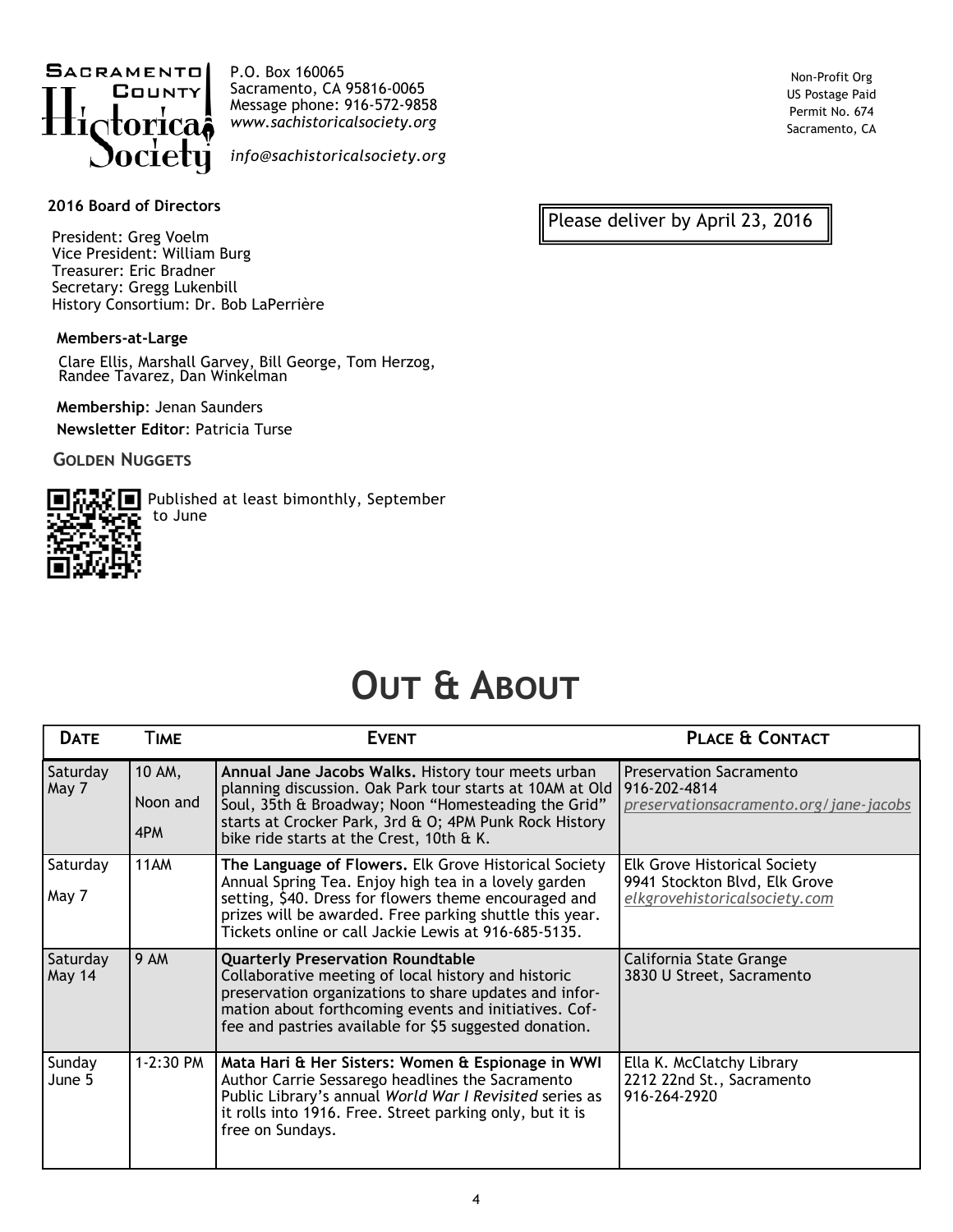Sacramento County Historical Society

P.O. Box 160065
Sacramento, CA 95816-0065
Message phone: 916-572-9858
*www.sachistoricalsociety.org*

*info@sachistoricalsociety.org*

Non-Profit Org
US Postage Paid
Permit No. 674
Sacramento, CA

**2016 Board of Directors**

President: Greg Voelm
Vice President: William Burg
Treasurer: Eric Bradner
Secretary: Gregg Lukenbill
History Consortium: Dr. Bob LaPerrière

Please deliver by April 23, 2016

**Members-at-Large**

Clare Ellis, Marshall Garvey, Bill George, Tom Herzog, Randee Tavarez, Dan Winkelman

**Membership**: Jenan Saunders

**Newsletter Editor**: Patricia Turse

**GOLDEN NUGGETS**

Published at least bimonthly, September to June

# OUT & ABOUT

| DATE | TIME | EVENT | PLACE & CONTACT |
|---|---|---|---|
| Saturday May 7 | 10 AM, Noon and 4PM | **Annual Jane Jacobs Walks.** History tour meets urban planning discussion. Oak Park tour starts at 10AM at Old Soul, 35th & Broadway; Noon "Homesteading the Grid" starts at Crocker Park, 3rd & O; 4PM Punk Rock History bike ride starts at the Crest, 10th & K. | Preservation Sacramento 916-202-4814 *preservationsacramento.org/jane-jacobs* |
| Saturday May 7 | 11AM | **The Language of Flowers.** Elk Grove Historical Society Annual Spring Tea. Enjoy high tea in a lovely garden setting, $40. Dress for flowers theme encouraged and prizes will be awarded. Free parking shuttle this year. Tickets online or call Jackie Lewis at 916-685-5135. | Elk Grove Historical Society 9941 Stockton Blvd, Elk Grove *elkgrovehistoricalsociety.com* |
| Saturday May 14 | 9 AM | **Quarterly Preservation Roundtable** Collaborative meeting of local history and historic preservation organizations to share updates and information about forthcoming events and initiatives. Coffee and pastries available for $5 suggested donation. | California State Grange 3830 U Street, Sacramento |
| Sunday June 5 | 1-2:30 PM | **Mata Hari & Her Sisters: Women & Espionage in WWI** Author Carrie Sessarego headlines the Sacramento Public Library's annual *World War I Revisited* series as it rolls into 1916. Free. Street parking only, but it is free on Sundays. | Ella K. McClatchy Library 2212 22nd St., Sacramento 916-264-2920 |